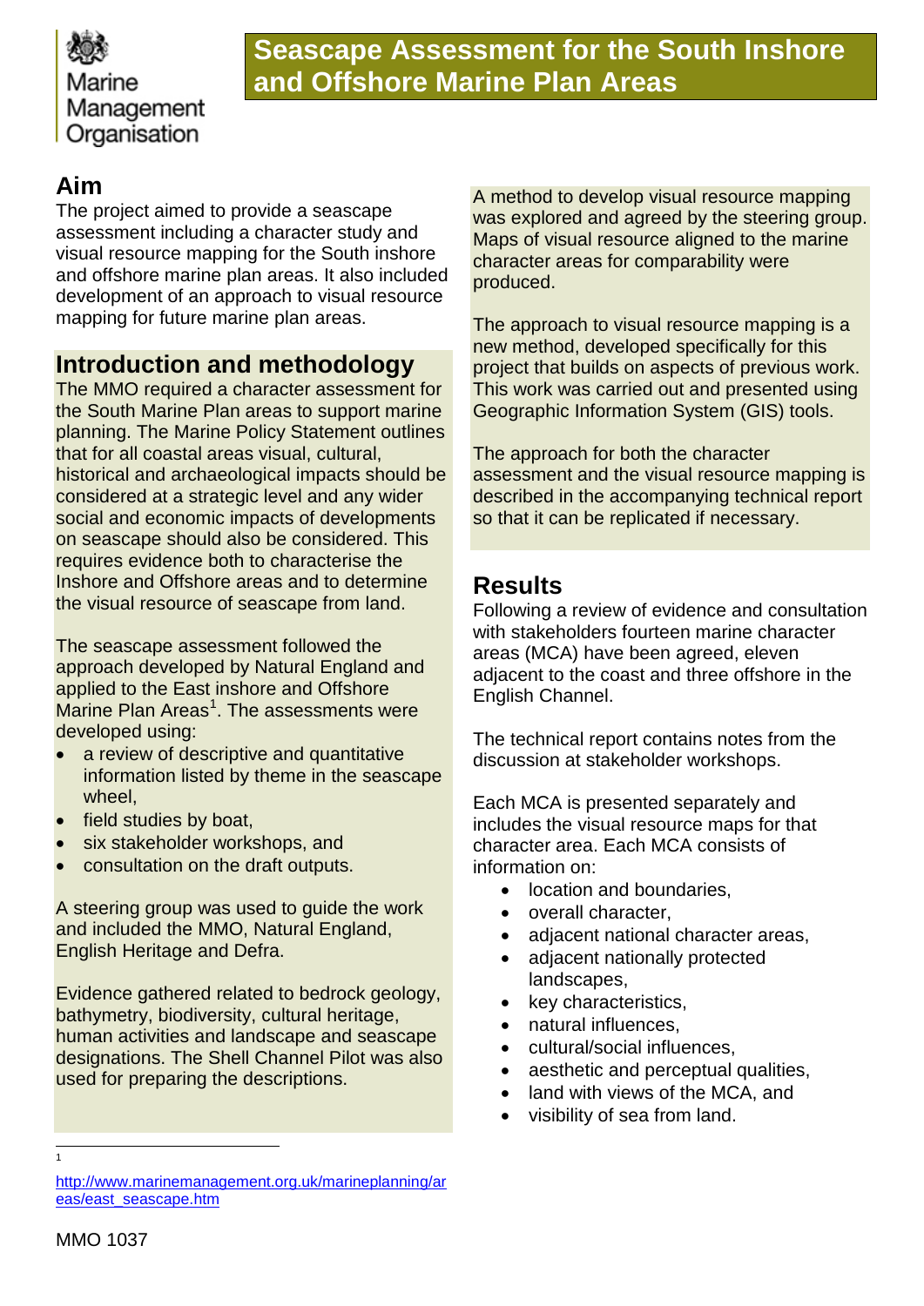Marine Management Organisation

# Seascape Assessment for the South Inshore and Offshore Marine Plan Areas

## Aim

The project aimed to provide a seascape assessment including a character study and visual resource mapping for the South inshore and offshore marine plan areas. It also included development of an approach to visual resource mapping for future marine plan areas.

## Introduction and methodology

The MMO required a character assessment for the South Marine Plan areas to support marine planning. The Marine Policy Statement outlines that for all coastal areas visual, cultural, historical and archaeological impacts should be considered at a strategic level and any wider social and economic impacts of developments on seascape should also be considered. This requires evidence both to characterise the Inshore and Offshore areas and to determine the visual resource of seascape from land.

The seascape assessment followed the approach developed by Natural England and applied to the East inshore and Offshore Marine Plan Areas[1]. The assessments were developed using:

- a review of descriptive and quantitative information listed by theme in the seascape wheel,
- field studies by boat,
- six stakeholder workshops, and
- consultation on the draft outputs.

A steering group was used to guide the work and included the MMO, Natural England, English Heritage and Defra.

Evidence gathered related to bedrock geology, bathymetry, biodiversity, cultural heritage, human activities and landscape and seascape designations. The Shell Channel Pilot was also used for preparing the descriptions.

A method to develop visual resource mapping was explored and agreed by the steering group. Maps of visual resource aligned to the marine character areas for comparability were produced.

The approach to visual resource mapping is a new method, developed specifically for this project that builds on aspects of previous work. This work was carried out and presented using Geographic Information System (GIS) tools.

The approach for both the character assessment and the visual resource mapping is described in the accompanying technical report so that it can be replicated if necessary.

## Results

Following a review of evidence and consultation with stakeholders fourteen marine character areas (MCA) have been agreed, eleven adjacent to the coast and three offshore in the English Channel.

The technical report contains notes from the discussion at stakeholder workshops.

Each MCA is presented separately and includes the visual resource maps for that character area. Each MCA consists of information on:

- location and boundaries,
- overall character,
- adjacent national character areas,
- adjacent nationally protected landscapes,
- key characteristics,
- natural influences,
- cultural/social influences,
- aesthetic and perceptual qualities,
- land with views of the MCA, and
- visibility of sea from land.

---

[1] http://www.marinemanagement.org.uk/marineplanning/areas/east_seascape.htm

MMO 1037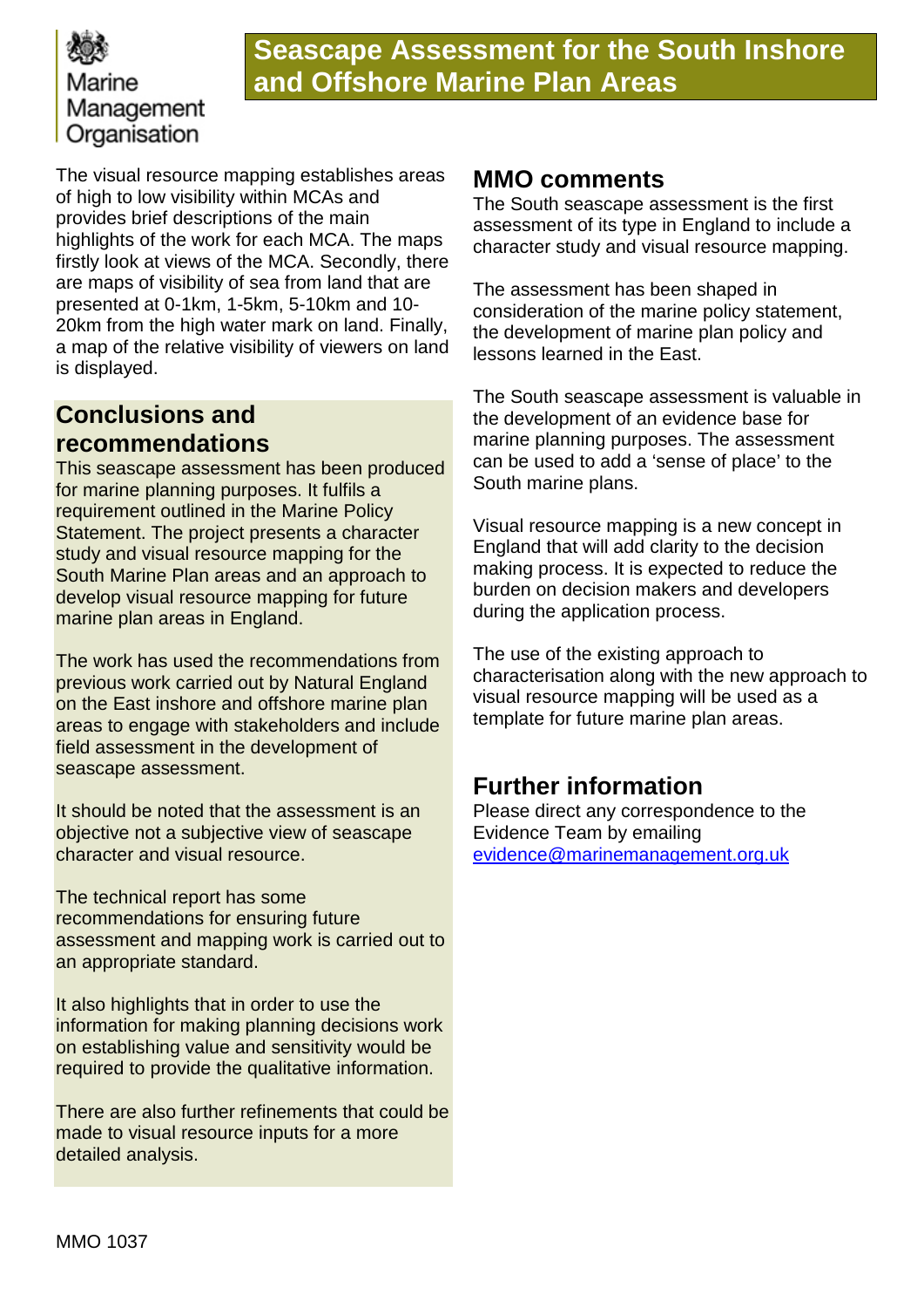# Seascape Assessment for the South Inshore and Offshore Marine Plan Areas

The visual resource mapping establishes areas of high to low visibility within MCAs and provides brief descriptions of the main highlights of the work for each MCA. The maps firstly look at views of the MCA. Secondly, there are maps of visibility of sea from land that are presented at 0-1km, 1-5km, 5-10km and 10-20km from the high water mark on land. Finally, a map of the relative visibility of viewers on land is displayed.

## Conclusions and recommendations

This seascape assessment has been produced for marine planning purposes. It fulfils a requirement outlined in the Marine Policy Statement. The project presents a character study and visual resource mapping for the South Marine Plan areas and an approach to develop visual resource mapping for future marine plan areas in England.

The work has used the recommendations from previous work carried out by Natural England on the East inshore and offshore marine plan areas to engage with stakeholders and include field assessment in the development of seascape assessment.

It should be noted that the assessment is an objective not a subjective view of seascape character and visual resource.

The technical report has some recommendations for ensuring future assessment and mapping work is carried out to an appropriate standard.

It also highlights that in order to use the information for making planning decisions work on establishing value and sensitivity would be required to provide the qualitative information.

There are also further refinements that could be made to visual resource inputs for a more detailed analysis.

## MMO comments

The South seascape assessment is the first assessment of its type in England to include a character study and visual resource mapping.

The assessment has been shaped in consideration of the marine policy statement, the development of marine plan policy and lessons learned in the East.

The South seascape assessment is valuable in the development of an evidence base for marine planning purposes. The assessment can be used to add a 'sense of place' to the South marine plans.

Visual resource mapping is a new concept in England that will add clarity to the decision making process. It is expected to reduce the burden on decision makers and developers during the application process.

The use of the existing approach to characterisation along with the new approach to visual resource mapping will be used as a template for future marine plan areas.

## Further information

Please direct any correspondence to the Evidence Team by emailing evidence@marinemanagement.org.uk

MMO 1037